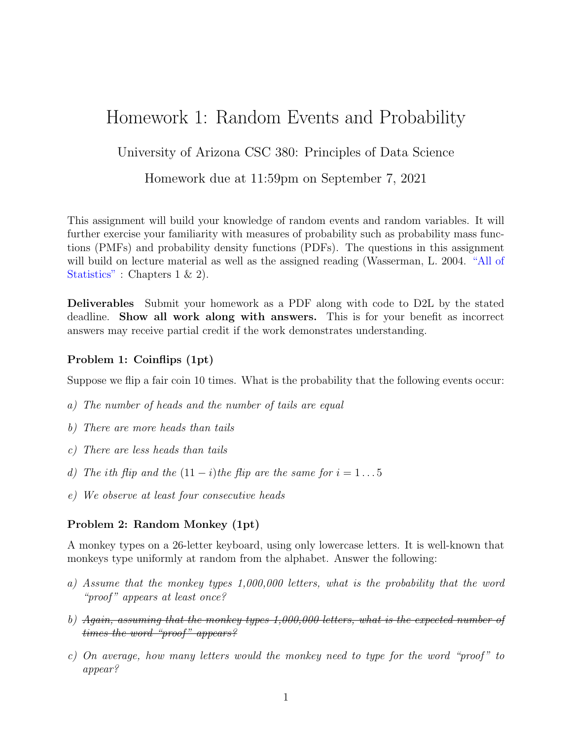# Homework 1: Random Events and Probability

University of Arizona CSC 380: Principles of Data Science

Homework due at 11:59pm on September 7, 2021

This assignment will build your knowledge of random events and random variables. It will further exercise your familiarity with measures of probability such as probability mass functions (PMFs) and probability density functions (PDFs). The questions in this assignment will build on lecture material as well as the assigned reading (Wasserman, L. 2004. "All of Statistics" : Chapters 1 & 2).

**Deliverables** Submit your homework as a PDF along with code to D2L by the stated deadline. **Show all work along with answers.** This is for your benefit as incorrect answers may receive partial credit if the work demonstrates understanding.

### Problem 1: Coinflips (1pt)

Suppose we flip a fair coin 10 times. What is the probability that the following events occur:

a) *The number of heads and the number of tails are equal*

b) *There are more heads than tails*

c) *There are less heads than tails*

d) *The $i$th flip and the $(11 - i)$the flip are the same for $i = 1 \dots 5$*

e) *We observe at least four consecutive heads*

### Problem 2: Random Monkey (1pt)

A monkey types on a 26-letter keyboard, using only lowercase letters. It is well-known that monkeys type uniformly at random from the alphabet. Answer the following:

a) *Assume that the monkey types 1,000,000 letters, what is the probability that the word "proof" appears at least once?*

b) ~~*Again, assuming that the monkey types 1,000,000 letters, what is the expected number of times the word "proof" appears?*~~

c) *On average, how many letters would the monkey need to type for the word "proof" to appear?*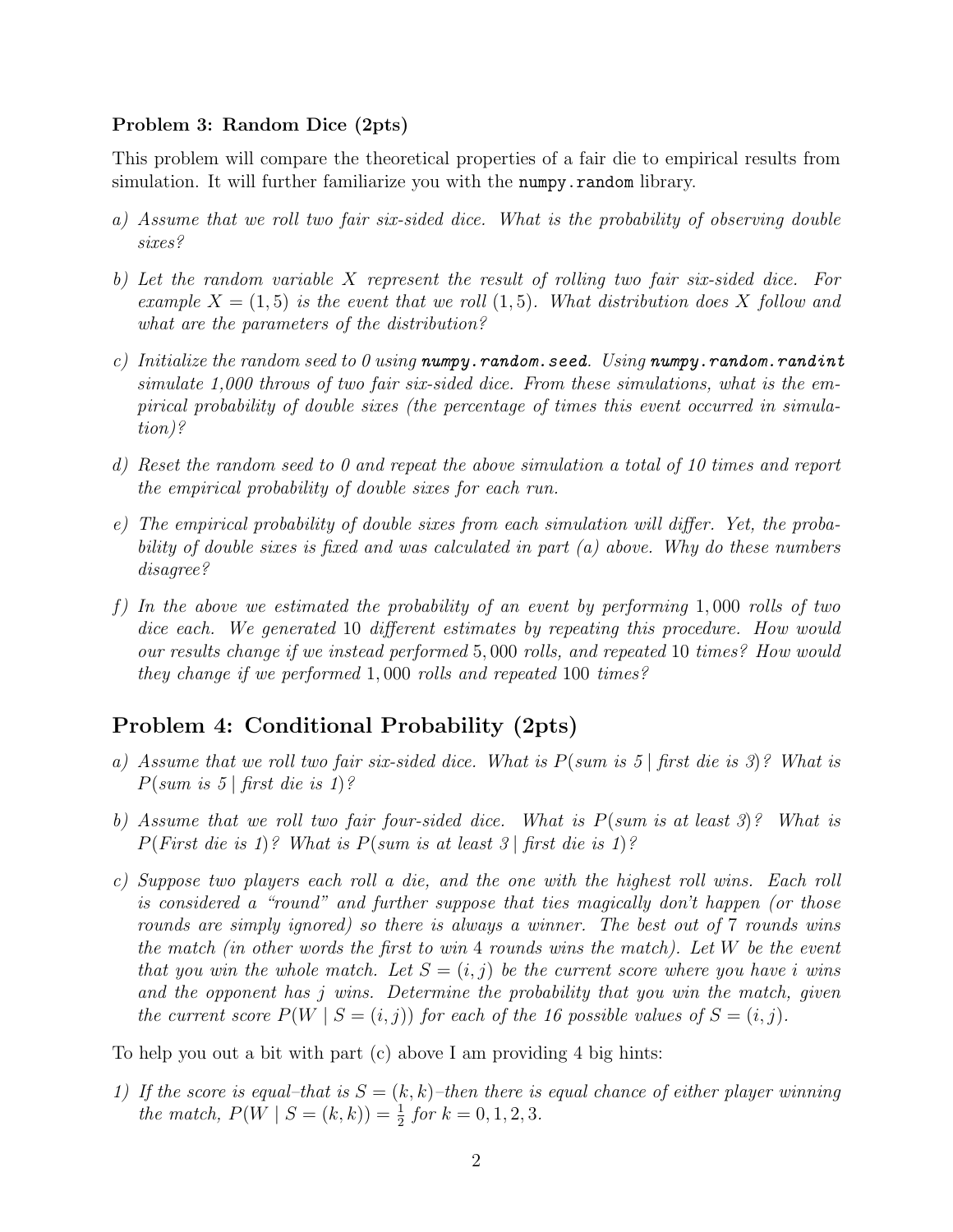**Problem 3: Random Dice (2pts)**

This problem will compare the theoretical properties of a fair die to empirical results from simulation. It will further familiarize you with the `numpy.random` library.

a) *Assume that we roll two fair six-sided dice. What is the probability of observing double sixes?*

b) *Let the random variable $X$ represent the result of rolling two fair six-sided dice. For example $X = (1, 5)$ is the event that we roll $(1, 5)$. What distribution does $X$ follow and what are the parameters of the distribution?*

c) *Initialize the random seed to 0 using* `numpy.random.seed`*. Using* `numpy.random.randint` *simulate 1,000 throws of two fair six-sided dice. From these simulations, what is the empirical probability of double sixes (the percentage of times this event occurred in simulation)?*

d) *Reset the random seed to 0 and repeat the above simulation a total of 10 times and report the empirical probability of double sixes for each run.*

e) *The empirical probability of double sixes from each simulation will differ. Yet, the probability of double sixes is fixed and was calculated in part (a) above. Why do these numbers disagree?*

f) *In the above we estimated the probability of an event by performing $1,000$ rolls of two dice each. We generated $10$ different estimates by repeating this procedure. How would our results change if we instead performed $5,000$ rolls, and repeated $10$ times? How would they change if we performed $1,000$ rolls and repeated $100$ times?*

## Problem 4: Conditional Probability (2pts)

a) *Assume that we roll two fair six-sided dice. What is $P(\text{sum is } 5 \mid \text{first die is } 3)$? What is $P(\text{sum is } 5 \mid \text{first die is } 1)$?*

b) *Assume that we roll two fair four-sided dice. What is $P(\text{sum is at least } 3)$? What is $P(\text{First die is } 1)$? What is $P(\text{sum is at least } 3 \mid \text{first die is } 1)$?*

c) *Suppose two players each roll a die, and the one with the highest roll wins. Each roll is considered a "round" and further suppose that ties magically don't happen (or those rounds are simply ignored) so there is always a winner. The best out of 7 rounds wins the match (in other words the first to win 4 rounds wins the match). Let $W$ be the event that you win the whole match. Let $S = (i, j)$ be the current score where you have $i$ wins and the opponent has $j$ wins. Determine the probability that you win the match, given the current score $P(W \mid S = (i, j))$ for each of the 16 possible values of $S = (i, j)$.*

To help you out a bit with part (c) above I am providing 4 big hints:

1) *If the score is equal–that is $S = (k, k)$–then there is equal chance of either player winning the match, $P(W \mid S = (k, k)) = \frac{1}{2}$ for $k = 0, 1, 2, 3$.*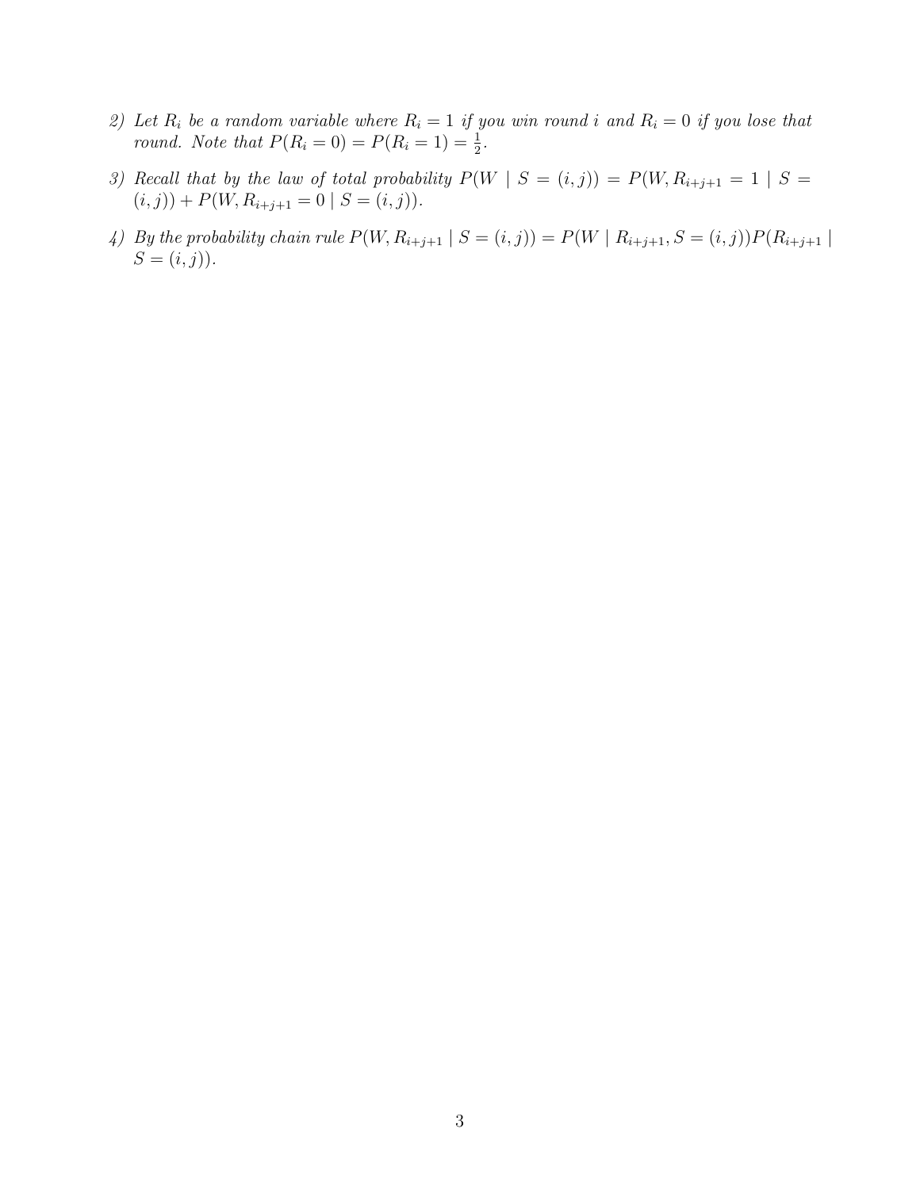2) *Let $R_i$ be a random variable where $R_i = 1$ if you win round $i$ and $R_i = 0$ if you lose that round. Note that $P(R_i = 0) = P(R_i = 1) = \frac{1}{2}$.*

3) *Recall that by the law of total probability $P(W \mid S = (i, j)) = P(W, R_{i+j+1} = 1 \mid S = (i, j)) + P(W, R_{i+j+1} = 0 \mid S = (i, j))$.*

4) *By the probability chain rule $P(W, R_{i+j+1} \mid S = (i, j)) = P(W \mid R_{i+j+1}, S = (i, j))P(R_{i+j+1} \mid S = (i, j))$.*